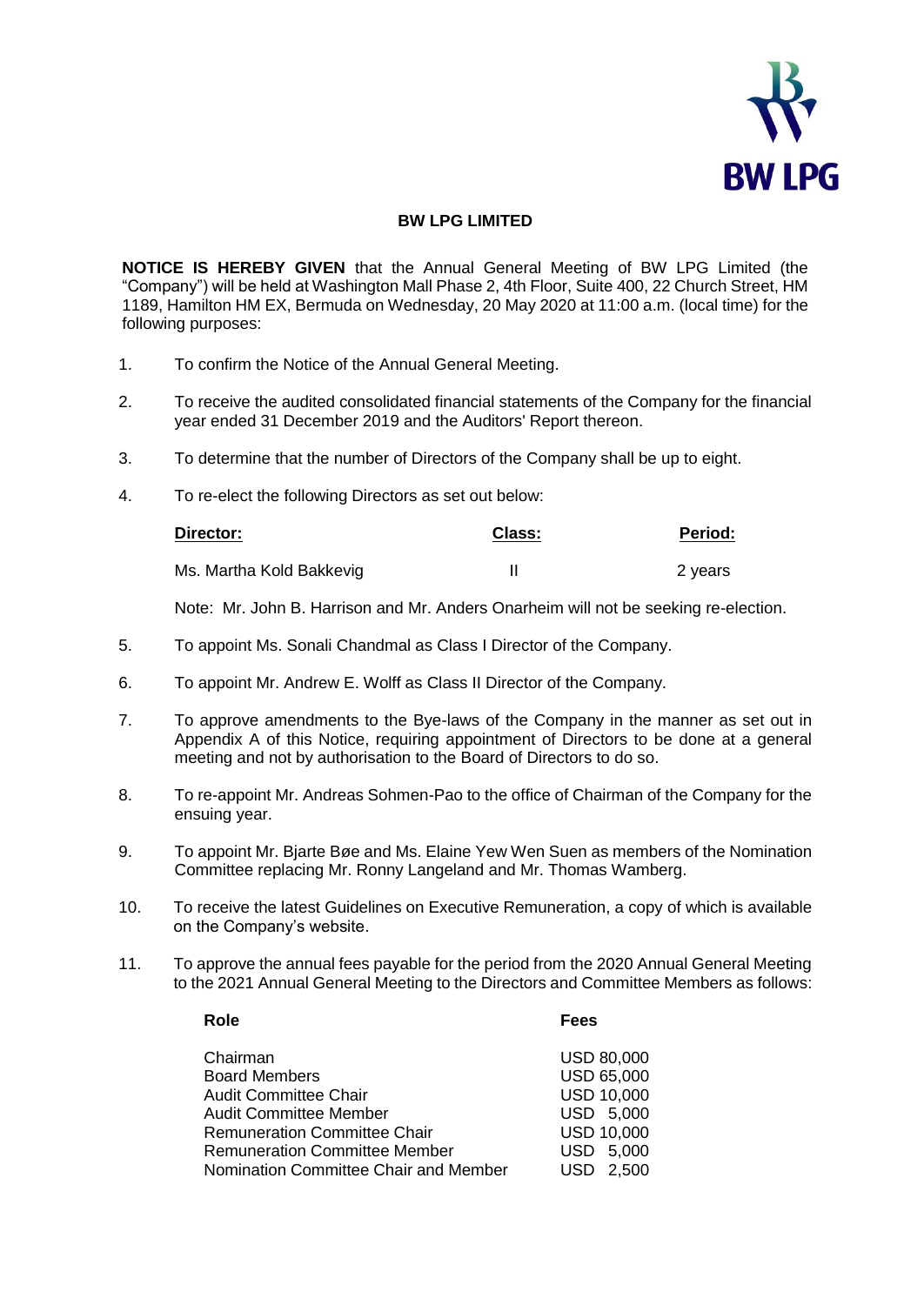# BW LPG LIMITED

**NOTICE IS HEREBY GIVEN** that the Annual General Meeting of BW LPG Limited (the "Company") will be held at Washington Mall Phase 2, 4th Floor, Suite 400, 22 Church Street, HM 1189, Hamilton HM EX, Bermuda on Wednesday, 20 May 2020 at 11:00 a.m. (local time) for the following purposes:

1. To confirm the Notice of the Annual General Meeting.

2. To receive the audited consolidated financial statements of the Company for the financial year ended 31 December 2019 and the Auditors' Report thereon.

3. To determine that the number of Directors of the Company shall be up to eight.

4. To re-elect the following Directors as set out below:

| Director: | Class: | Period: |
|---|---|---|
| Ms. Martha Kold Bakkevig | II | 2 years |

   Note: Mr. John B. Harrison and Mr. Anders Onarheim will not be seeking re-election.

5. To appoint Ms. Sonali Chandmal as Class I Director of the Company.

6. To appoint Mr. Andrew E. Wolff as Class II Director of the Company.

7. To approve amendments to the Bye-laws of the Company in the manner as set out in Appendix A of this Notice, requiring appointment of Directors to be done at a general meeting and not by authorisation to the Board of Directors to do so.

8. To re-appoint Mr. Andreas Sohmen-Pao to the office of Chairman of the Company for the ensuing year.

9. To appoint Mr. Bjarte Bøe and Ms. Elaine Yew Wen Suen as members of the Nomination Committee replacing Mr. Ronny Langeland and Mr. Thomas Wamberg.

10. To receive the latest Guidelines on Executive Remuneration, a copy of which is available on the Company's website.

11. To approve the annual fees payable for the period from the 2020 Annual General Meeting to the 2021 Annual General Meeting to the Directors and Committee Members as follows:

| Role | Fees |
|---|---|
| Chairman | USD 80,000 |
| Board Members | USD 65,000 |
| Audit Committee Chair | USD 10,000 |
| Audit Committee Member | USD 5,000 |
| Remuneration Committee Chair | USD 10,000 |
| Remuneration Committee Member | USD 5,000 |
| Nomination Committee Chair and Member | USD 2,500 |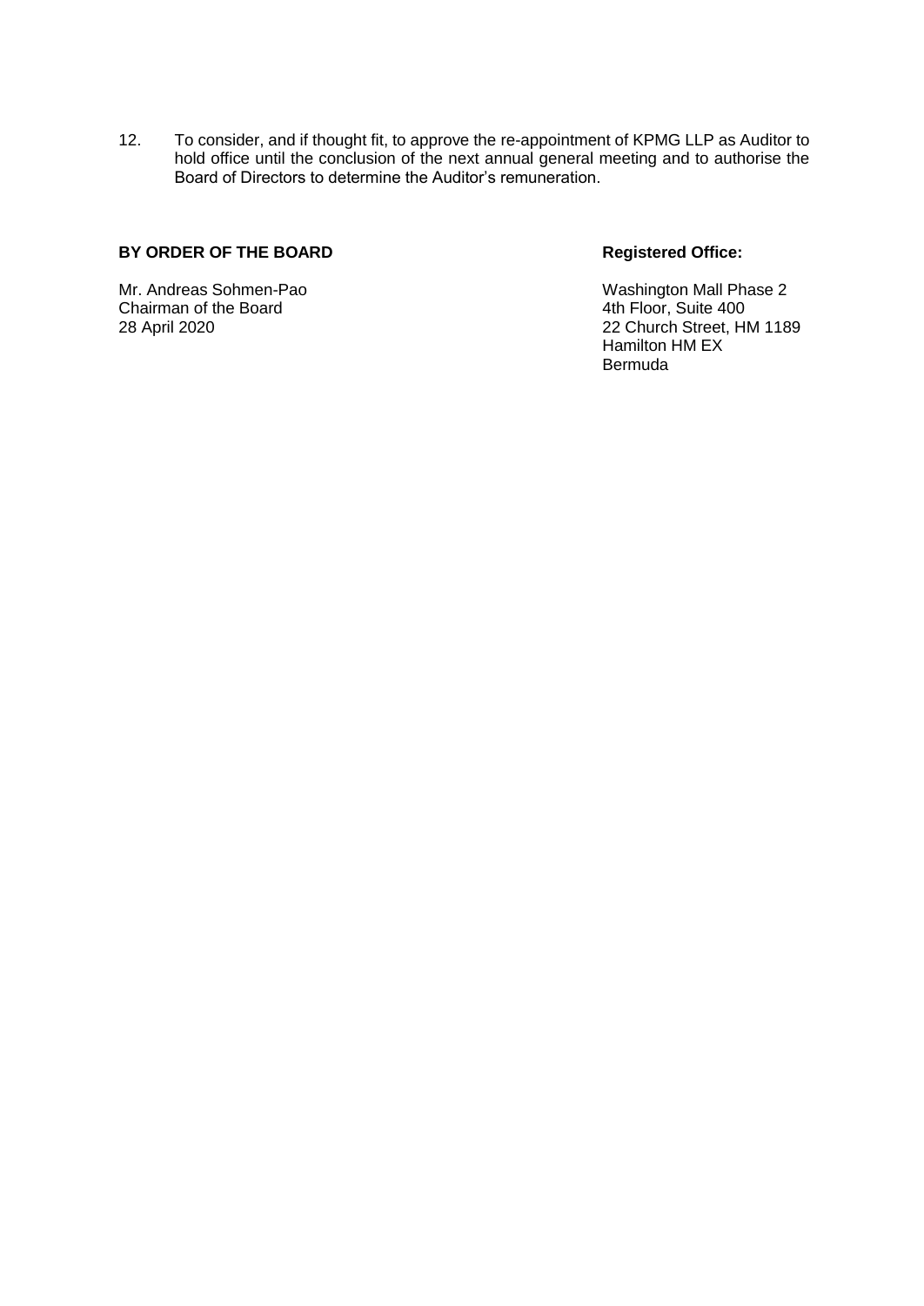12. To consider, and if thought fit, to approve the re-appointment of KPMG LLP as Auditor to hold office until the conclusion of the next annual general meeting and to authorise the Board of Directors to determine the Auditor's remuneration.

**BY ORDER OF THE BOARD**

Mr. Andreas Sohmen-Pao
Chairman of the Board
28 April 2020

**Registered Office:**

Washington Mall Phase 2
4th Floor, Suite 400
22 Church Street, HM 1189
Hamilton HM EX
Bermuda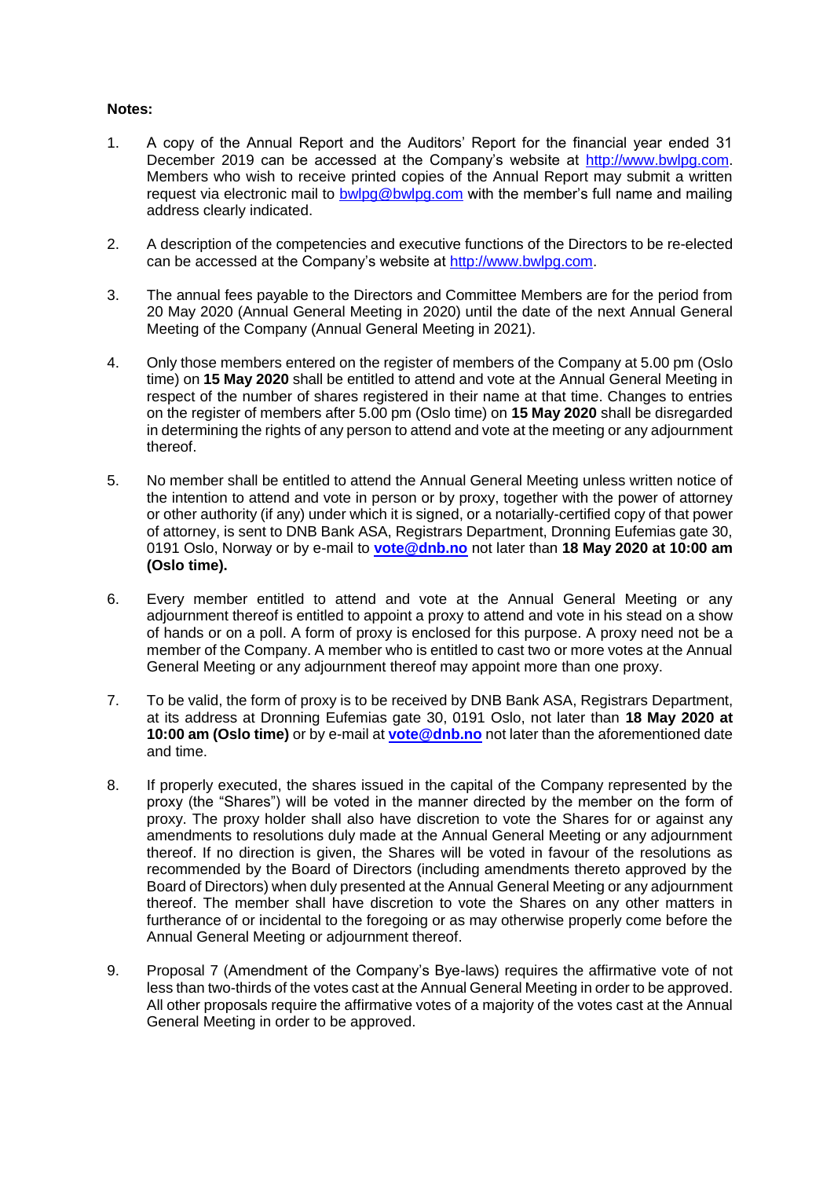**Notes:**

1. A copy of the Annual Report and the Auditors' Report for the financial year ended 31 December 2019 can be accessed at the Company's website at [http://www.bwlpg.com](http://www.bwlpg.com). Members who wish to receive printed copies of the Annual Report may submit a written request via electronic mail to [bwlpg@bwlpg.com](mailto:bwlpg@bwlpg.com) with the member's full name and mailing address clearly indicated.

2. A description of the competencies and executive functions of the Directors to be re-elected can be accessed at the Company's website at [http://www.bwlpg.com](http://www.bwlpg.com).

3. The annual fees payable to the Directors and Committee Members are for the period from 20 May 2020 (Annual General Meeting in 2020) until the date of the next Annual General Meeting of the Company (Annual General Meeting in 2021).

4. Only those members entered on the register of members of the Company at 5.00 pm (Oslo time) on **15 May 2020** shall be entitled to attend and vote at the Annual General Meeting in respect of the number of shares registered in their name at that time. Changes to entries on the register of members after 5.00 pm (Oslo time) on **15 May 2020** shall be disregarded in determining the rights of any person to attend and vote at the meeting or any adjournment thereof.

5. No member shall be entitled to attend the Annual General Meeting unless written notice of the intention to attend and vote in person or by proxy, together with the power of attorney or other authority (if any) under which it is signed, or a notarially-certified copy of that power of attorney, is sent to DNB Bank ASA, Registrars Department, Dronning Eufemias gate 30, 0191 Oslo, Norway or by e-mail to **[vote@dnb.no](mailto:vote@dnb.no)** not later than **18 May 2020 at 10:00 am (Oslo time).**

6. Every member entitled to attend and vote at the Annual General Meeting or any adjournment thereof is entitled to appoint a proxy to attend and vote in his stead on a show of hands or on a poll. A form of proxy is enclosed for this purpose. A proxy need not be a member of the Company. A member who is entitled to cast two or more votes at the Annual General Meeting or any adjournment thereof may appoint more than one proxy.

7. To be valid, the form of proxy is to be received by DNB Bank ASA, Registrars Department, at its address at Dronning Eufemias gate 30, 0191 Oslo, not later than **18 May 2020 at 10:00 am (Oslo time)** or by e-mail at **[vote@dnb.no](mailto:vote@dnb.no)** not later than the aforementioned date and time.

8. If properly executed, the shares issued in the capital of the Company represented by the proxy (the "Shares") will be voted in the manner directed by the member on the form of proxy. The proxy holder shall also have discretion to vote the Shares for or against any amendments to resolutions duly made at the Annual General Meeting or any adjournment thereof. If no direction is given, the Shares will be voted in favour of the resolutions as recommended by the Board of Directors (including amendments thereto approved by the Board of Directors) when duly presented at the Annual General Meeting or any adjournment thereof. The member shall have discretion to vote the Shares on any other matters in furtherance of or incidental to the foregoing or as may otherwise properly come before the Annual General Meeting or adjournment thereof.

9. Proposal 7 (Amendment of the Company's Bye-laws) requires the affirmative vote of not less than two-thirds of the votes cast at the Annual General Meeting in order to be approved. All other proposals require the affirmative votes of a majority of the votes cast at the Annual General Meeting in order to be approved.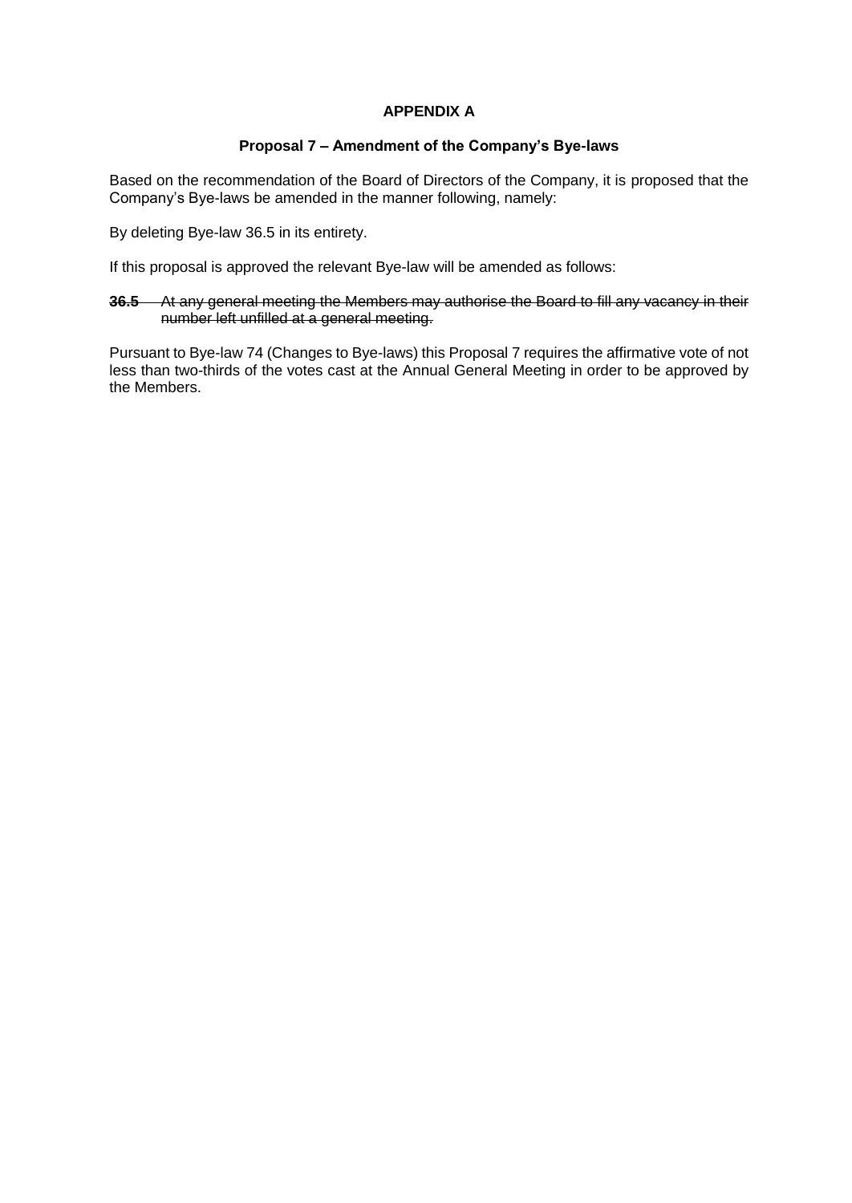**APPENDIX A**

**Proposal 7 – Amendment of the Company's Bye-laws**

Based on the recommendation of the Board of Directors of the Company, it is proposed that the Company's Bye-laws be amended in the manner following, namely:

By deleting Bye-law 36.5 in its entirety.

If this proposal is approved the relevant Bye-law will be amended as follows:

~~**36.5** At any general meeting the Members may authorise the Board to fill any vacancy in their number left unfilled at a general meeting.~~

Pursuant to Bye-law 74 (Changes to Bye-laws) this Proposal 7 requires the affirmative vote of not less than two-thirds of the votes cast at the Annual General Meeting in order to be approved by the Members.